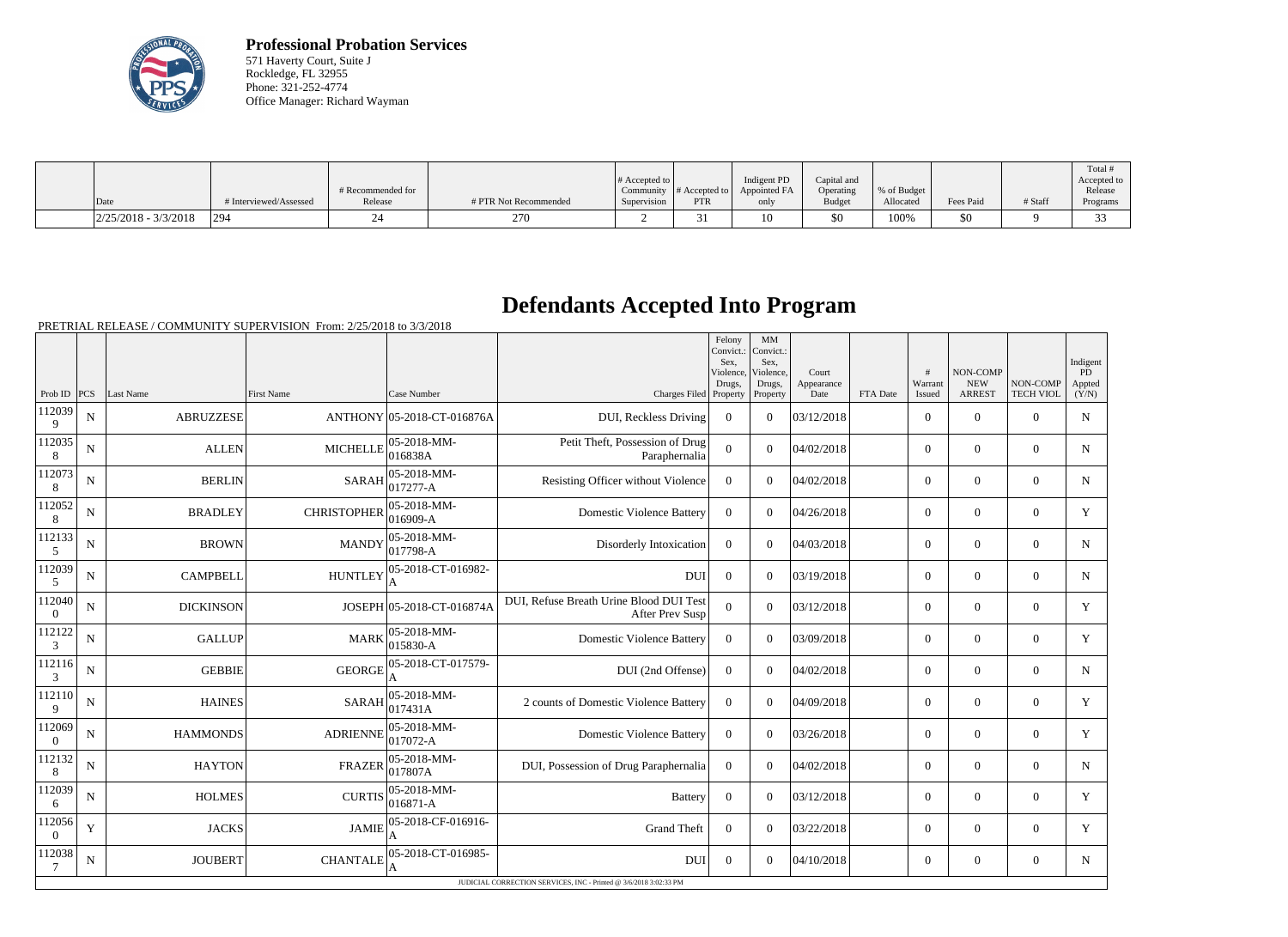**Professional Probation Services**
571 Haverty Court, Suite J
Rockledge, FL 32955
Phone: 321-252-4774
Office Manager: Richard Wayman

| Date | # Interviewed/Assessed | # Recommended for Release | # PTR Not Recommended | # Accepted to Community Supervision | # Accepted to PTR | Indigent PD Appointed FA only | Capital and Operating Budget | % of Budget Allocated | Fees Paid | # Staff | Total # Accepted to Release Programs |
|---|---|---|---|---|---|---|---|---|---|---|---|
| 2/25/2018 - 3/3/2018 | 294 | 24 | 270 | 2 | 31 | 10 | $0 | 100% | $0 | 9 | 33 |

# Defendants Accepted Into Program

PRETRIAL RELEASE / COMMUNITY SUPERVISION From: 2/25/2018 to 3/3/2018

| Prob ID | PCS | Last Name | First Name | Case Number | Charges Filed | Felony Convict.: Sex, Violence, Drugs, Property | MM Convict.: Sex, Violence, Drugs, Property | Court Appearance Date | FTA Date | # Warrant Issued | NON-COMP NEW ARREST | NON-COMP TECH VIOL | Indigent PD Appted (Y/N) |
|---|---|---|---|---|---|---|---|---|---|---|---|---|---|
| 1120399 | N | ABRUZZESE | ANTHONY | 05-2018-CT-016876A | DUI, Reckless Driving | 0 | 0 | 03/12/2018 | | 0 | 0 | 0 | N |
| 1120358 | N | ALLEN | MICHELLE | 05-2018-MM-016838A | Petit Theft, Possession of Drug Paraphernalia | 0 | 0 | 04/02/2018 | | 0 | 0 | 0 | N |
| 1120738 | N | BERLIN | SARAH | 05-2018-MM-017277-A | Resisting Officer without Violence | 0 | 0 | 04/02/2018 | | 0 | 0 | 0 | N |
| 1120528 | N | BRADLEY | CHRISTOPHER | 05-2018-MM-016909-A | Domestic Violence Battery | 0 | 0 | 04/26/2018 | | 0 | 0 | 0 | Y |
| 1121335 | N | BROWN | MANDY | 05-2018-MM-017798-A | Disorderly Intoxication | 0 | 0 | 04/03/2018 | | 0 | 0 | 0 | N |
| 1120395 | N | CAMPBELL | HUNTLEY | 05-2018-CT-016982-A | DUI | 0 | 0 | 03/19/2018 | | 0 | 0 | 0 | N |
| 1120400 | N | DICKINSON | JOSEPH | 05-2018-CT-016874A | DUI, Refuse Breath Urine Blood DUI Test After Prev Susp | 0 | 0 | 03/12/2018 | | 0 | 0 | 0 | Y |
| 1121223 | N | GALLUP | MARK | 05-2018-MM-015830-A | Domestic Violence Battery | 0 | 0 | 03/09/2018 | | 0 | 0 | 0 | Y |
| 1121163 | N | GEBBIE | GEORGE | 05-2018-CT-017579-A | DUI (2nd Offense) | 0 | 0 | 04/02/2018 | | 0 | 0 | 0 | N |
| 1121109 | N | HAINES | SARAH | 05-2018-MM-017431A | 2 counts of Domestic Violence Battery | 0 | 0 | 04/09/2018 | | 0 | 0 | 0 | Y |
| 1120690 | N | HAMMONDS | ADRIENNE | 05-2018-MM-017072-A | Domestic Violence Battery | 0 | 0 | 03/26/2018 | | 0 | 0 | 0 | Y |
| 1121328 | N | HAYTON | FRAZER | 05-2018-MM-017807A | DUI, Possession of Drug Paraphernalia | 0 | 0 | 04/02/2018 | | 0 | 0 | 0 | N |
| 1120396 | N | HOLMES | CURTIS | 05-2018-MM-016871-A | Battery | 0 | 0 | 03/12/2018 | | 0 | 0 | 0 | Y |
| 1120560 | Y | JACKS | JAMIE | 05-2018-CF-016916-A | Grand Theft | 0 | 0 | 03/22/2018 | | 0 | 0 | 0 | Y |
| 1120387 | N | JOUBERT | CHANTALE | 05-2018-CT-016985-A | DUI | 0 | 0 | 04/10/2018 | | 0 | 0 | 0 | N |

JUDICIAL CORRECTION SERVICES, INC - Printed @ 3/6/2018 3:02:33 PM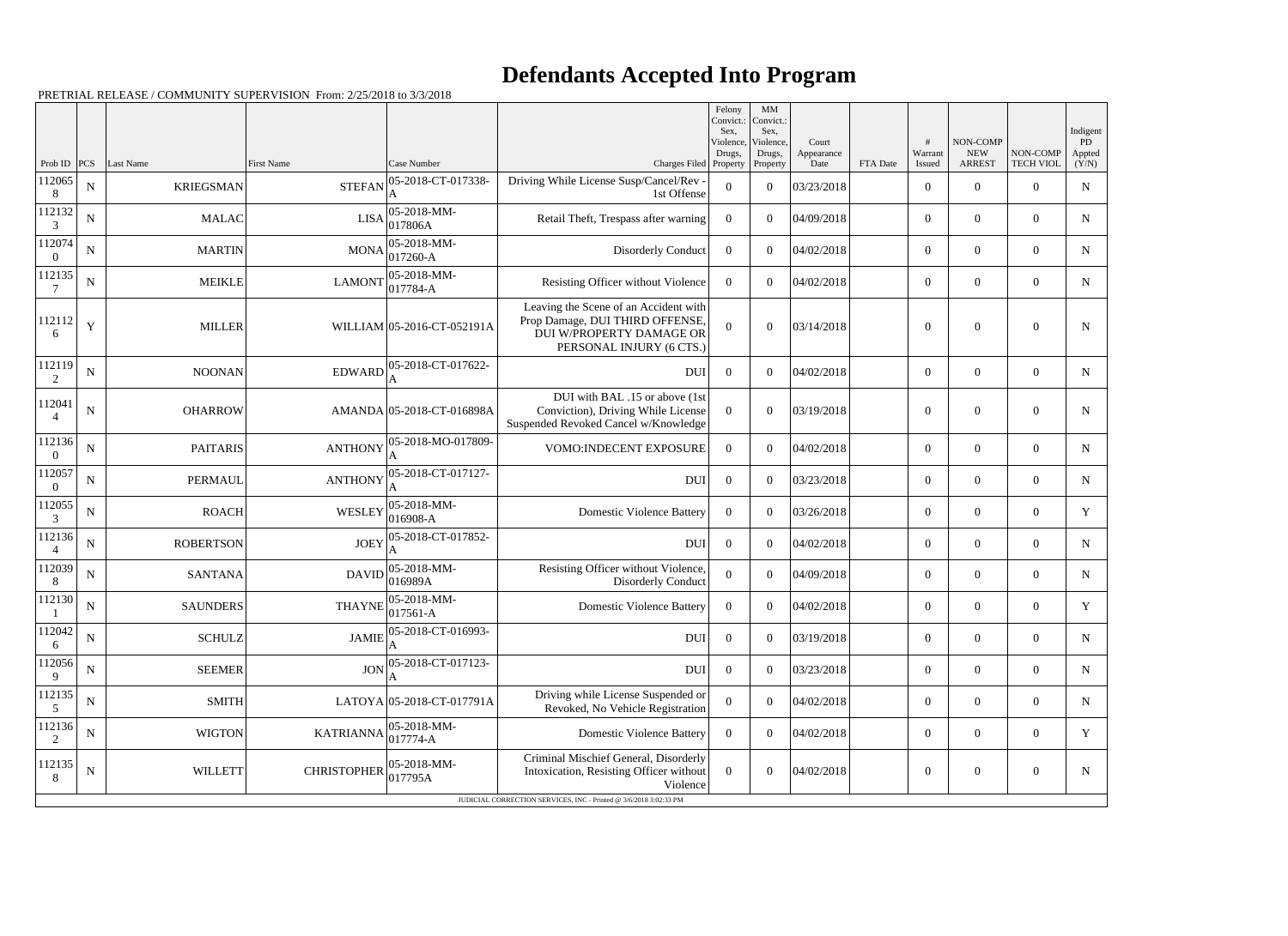# Defendants Accepted Into Program

PRETRIAL RELEASE / COMMUNITY SUPERVISION From: 2/25/2018 to 3/3/2018

| Prob ID | PCS | Last Name | First Name | Case Number | Charges Filed | Felony Convict.: Sex, Violence, Drugs, Property | MM Convict.: Sex, Violence, Drugs, Property | Court Appearance Date | FTA Date | # Warrant Issued | NON-COMP NEW ARREST | NON-COMP TECH VIOL | Indigent PD Appted (Y/N) |
|---|---|---|---|---|---|---|---|---|---|---|---|---|---|
| 1120658 | N | KRIEGSMAN | STEFAN | 05-2018-CT-017338-A | Driving While License Susp/Cancel/Rev - 1st Offense | 0 | 0 | 03/23/2018 | | 0 | 0 | 0 | N |
| 1121323 | N | MALAC | LISA | 05-2018-MM-017806A | Retail Theft, Trespass after warning | 0 | 0 | 04/09/2018 | | 0 | 0 | 0 | N |
| 1120740 | N | MARTIN | MONA | 05-2018-MM-017260-A | Disorderly Conduct | 0 | 0 | 04/02/2018 | | 0 | 0 | 0 | N |
| 1121357 | N | MEIKLE | LAMONT | 05-2018-MM-017784-A | Resisting Officer without Violence | 0 | 0 | 04/02/2018 | | 0 | 0 | 0 | N |
| 1121126 | Y | MILLER | WILLIAM | 05-2016-CT-052191A | Leaving the Scene of an Accident with Prop Damage, DUI THIRD OFFENSE, DUI W/PROPERTY DAMAGE OR PERSONAL INJURY (6 CTS.) | 0 | 0 | 03/14/2018 | | 0 | 0 | 0 | N |
| 1121192 | N | NOONAN | EDWARD | 05-2018-CT-017622-A | DUI | 0 | 0 | 04/02/2018 | | 0 | 0 | 0 | N |
| 1120414 | N | OHARROW | AMANDA | 05-2018-CT-016898A | DUI with BAL .15 or above (1st Conviction), Driving While License Suspended Revoked Cancel w/Knowledge | 0 | 0 | 03/19/2018 | | 0 | 0 | 0 | N |
| 1121360 | N | PAITARIS | ANTHONY | 05-2018-MO-017809-A | VOMO:INDECENT EXPOSURE | 0 | 0 | 04/02/2018 | | 0 | 0 | 0 | N |
| 1120570 | N | PERMAUL | ANTHONY | 05-2018-CT-017127-A | DUI | 0 | 0 | 03/23/2018 | | 0 | 0 | 0 | N |
| 1120553 | N | ROACH | WESLEY | 05-2018-MM-016908-A | Domestic Violence Battery | 0 | 0 | 03/26/2018 | | 0 | 0 | 0 | Y |
| 1121364 | N | ROBERTSON | JOEY | 05-2018-CT-017852-A | DUI | 0 | 0 | 04/02/2018 | | 0 | 0 | 0 | N |
| 1120398 | N | SANTANA | DAVID | 05-2018-MM-016989A | Resisting Officer without Violence, Disorderly Conduct | 0 | 0 | 04/09/2018 | | 0 | 0 | 0 | N |
| 1121301 | N | SAUNDERS | THAYNE | 05-2018-MM-017561-A | Domestic Violence Battery | 0 | 0 | 04/02/2018 | | 0 | 0 | 0 | Y |
| 1120426 | N | SCHULZ | JAMIE | 05-2018-CT-016993-A | DUI | 0 | 0 | 03/19/2018 | | 0 | 0 | 0 | N |
| 1120569 | N | SEEMER | JON | 05-2018-CT-017123-A | DUI | 0 | 0 | 03/23/2018 | | 0 | 0 | 0 | N |
| 1121355 | N | SMITH | LATOYA | 05-2018-CT-017791A | Driving while License Suspended or Revoked, No Vehicle Registration | 0 | 0 | 04/02/2018 | | 0 | 0 | 0 | N |
| 1121362 | N | WIGTON | KATRIANNA | 05-2018-MM-017774-A | Domestic Violence Battery | 0 | 0 | 04/02/2018 | | 0 | 0 | 0 | Y |
| 1121358 | N | WILLETT | CHRISTOPHER | 05-2018-MM-017795A | Criminal Mischief General, Disorderly Intoxication, Resisting Officer without Violence | 0 | 0 | 04/02/2018 | | 0 | 0 | 0 | N |

JUDICIAL CORRECTION SERVICES, INC - Printed @ 3/6/2018 3:02:33 PM